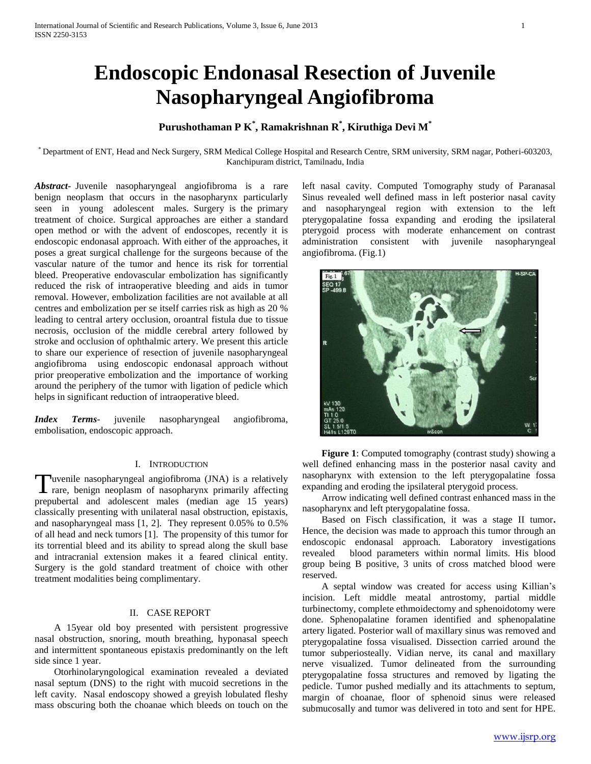# Endoscopic Endonasal Resection of Juvenile Nasopharyngeal Angiofibroma

**Purushothaman P K[*], Ramakrishnan R[*], Kiruthiga Devi M[*]**

[*] Department of ENT, Head and Neck Surgery, SRM Medical College Hospital and Research Centre, SRM university, SRM nagar, Potheri-603203, Kanchipuram district, Tamilnadu, India

***Abstract-*** Juvenile nasopharyngeal angiofibroma is a rare benign neoplasm that occurs in the nasopharynx particularly seen in young adolescent males. Surgery is the primary treatment of choice. Surgical approaches are either a standard open method or with the advent of endoscopes, recently it is endoscopic endonasal approach. With either of the approaches, it poses a great surgical challenge for the surgeons because of the vascular nature of the tumor and hence its risk for torrential bleed. Preoperative endovascular embolization has significantly reduced the risk of intraoperative bleeding and aids in tumor removal. However, embolization facilities are not available at all centres and embolization per se itself carries risk as high as 20 % leading to central artery occlusion, oroantral fistula due to tissue necrosis, occlusion of the middle cerebral artery followed by stroke and occlusion of ophthalmic artery. We present this article to share our experience of resection of juvenile nasopharyngeal angiofibroma using endoscopic endonasal approach without prior preoperative embolization and the importance of working around the periphery of the tumor with ligation of pedicle which helps in significant reduction of intraoperative bleed.

***Index Terms-*** juvenile nasopharyngeal angiofibroma, embolisation, endoscopic approach.

## I. Introduction

Juvenile nasopharyngeal angiofibroma (JNA) is a relatively rare, benign neoplasm of nasopharynx primarily affecting prepubertal and adolescent males (median age 15 years) classically presenting with unilateral nasal obstruction, epistaxis, and nasopharyngeal mass [1, 2]. They represent 0.05% to 0.5% of all head and neck tumors [1]. The propensity of this tumor for its torrential bleed and its ability to spread along the skull base and intracranial extension makes it a feared clinical entity. Surgery is the gold standard treatment of choice with other treatment modalities being complimentary.

## II. Case Report

A 15year old boy presented with persistent progressive nasal obstruction, snoring, mouth breathing, hyponasal speech and intermittent spontaneous epistaxis predominantly on the left side since 1 year.

Otorhinolaryngological examination revealed a deviated nasal septum (DNS) to the right with mucoid secretions in the left cavity. Nasal endoscopy showed a greyish lobulated fleshy mass obscuring both the choanae which bleeds on touch on the left nasal cavity. Computed Tomography study of Paranasal Sinus revealed well defined mass in left posterior nasal cavity and nasopharyngeal region with extension to the left pterygopalatine fossa expanding and eroding the ipsilateral pterygoid process with moderate enhancement on contrast administration consistent with juvenile nasopharyngeal angiofibroma. (Fig.1)

**Figure 1**: Computed tomography (contrast study) showing a well defined enhancing mass in the posterior nasal cavity and nasopharynx with extension to the left pterygopalatine fossa expanding and eroding the ipsilateral pterygoid process.

Arrow indicating well defined contrast enhanced mass in the nasopharynx and left pterygopalatine fossa.

Based on Fisch classification, it was a stage II tumor**.** Hence, the decision was made to approach this tumor through an endoscopic endonasal approach. Laboratory investigations revealed blood parameters within normal limits. His blood group being B positive, 3 units of cross matched blood were reserved.

A septal window was created for access using Killian's incision. Left middle meatal antrostomy, partial middle turbinectomy, complete ethmoidectomy and sphenoidotomy were done. Sphenopalatine foramen identified and sphenopalatine artery ligated. Posterior wall of maxillary sinus was removed and pterygopalatine fossa visualised. Dissection carried around the tumor subperiosteally. Vidian nerve, its canal and maxillary nerve visualized. Tumor delineated from the surrounding pterygopalatine fossa structures and removed by ligating the pedicle. Tumor pushed medially and its attachments to septum, margin of choanae, floor of sphenoid sinus were released submucosally and tumor was delivered in toto and sent for HPE.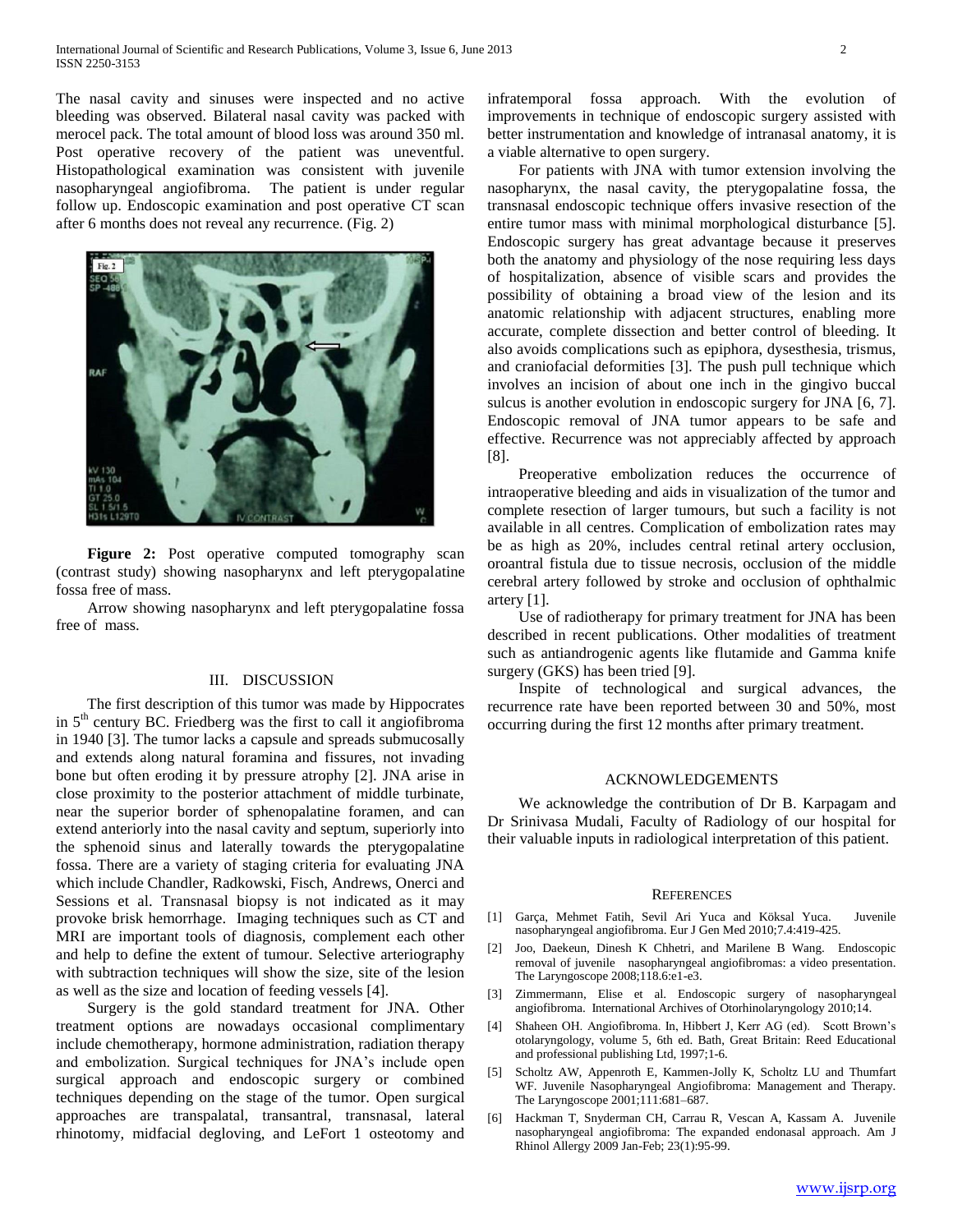The nasal cavity and sinuses were inspected and no active bleeding was observed. Bilateral nasal cavity was packed with merocel pack. The total amount of blood loss was around 350 ml. Post operative recovery of the patient was uneventful. Histopathological examination was consistent with juvenile nasopharyngeal angiofibroma. The patient is under regular follow up. Endoscopic examination and post operative CT scan after 6 months does not reveal any recurrence. (Fig. 2)

**Figure 2:** Post operative computed tomography scan (contrast study) showing nasopharynx and left pterygopalatine fossa free of mass.

Arrow showing nasopharynx and left pterygopalatine fossa free of mass.

## III. DISCUSSION

The first description of this tumor was made by Hippocrates in 5th century BC. Friedberg was the first to call it angiofibroma in 1940 [3]. The tumor lacks a capsule and spreads submucosally and extends along natural foramina and fissures, not invading bone but often eroding it by pressure atrophy [2]. JNA arise in close proximity to the posterior attachment of middle turbinate, near the superior border of sphenopalatine foramen, and can extend anteriorly into the nasal cavity and septum, superiorly into the sphenoid sinus and laterally towards the pterygopalatine fossa. There are a variety of staging criteria for evaluating JNA which include Chandler, Radkowski, Fisch, Andrews, Onerci and Sessions et al. Transnasal biopsy is not indicated as it may provoke brisk hemorrhage. Imaging techniques such as CT and MRI are important tools of diagnosis, complement each other and help to define the extent of tumour. Selective arteriography with subtraction techniques will show the size, site of the lesion as well as the size and location of feeding vessels [4].

Surgery is the gold standard treatment for JNA. Other treatment options are nowadays occasional complimentary include chemotherapy, hormone administration, radiation therapy and embolization. Surgical techniques for JNA's include open surgical approach and endoscopic surgery or combined techniques depending on the stage of the tumor. Open surgical approaches are transpalatal, transantral, transnasal, lateral rhinotomy, midfacial degloving, and LeFort 1 osteotomy and infratemporal fossa approach. With the evolution of improvements in technique of endoscopic surgery assisted with better instrumentation and knowledge of intranasal anatomy, it is a viable alternative to open surgery.

For patients with JNA with tumor extension involving the nasopharynx, the nasal cavity, the pterygopalatine fossa, the transnasal endoscopic technique offers invasive resection of the entire tumor mass with minimal morphological disturbance [5]. Endoscopic surgery has great advantage because it preserves both the anatomy and physiology of the nose requiring less days of hospitalization, absence of visible scars and provides the possibility of obtaining a broad view of the lesion and its anatomic relationship with adjacent structures, enabling more accurate, complete dissection and better control of bleeding. It also avoids complications such as epiphora, dysesthesia, trismus, and craniofacial deformities [3]. The push pull technique which involves an incision of about one inch in the gingivo buccal sulcus is another evolution in endoscopic surgery for JNA [6, 7]. Endoscopic removal of JNA tumor appears to be safe and effective. Recurrence was not appreciably affected by approach [8].

Preoperative embolization reduces the occurrence of intraoperative bleeding and aids in visualization of the tumor and complete resection of larger tumours, but such a facility is not available in all centres. Complication of embolization rates may be as high as 20%, includes central retinal artery occlusion, oroantral fistula due to tissue necrosis, occlusion of the middle cerebral artery followed by stroke and occlusion of ophthalmic artery [1].

Use of radiotherapy for primary treatment for JNA has been described in recent publications. Other modalities of treatment such as antiandrogenic agents like flutamide and Gamma knife surgery (GKS) has been tried [9].

Inspite of technological and surgical advances, the recurrence rate have been reported between 30 and 50%, most occurring during the first 12 months after primary treatment.

## ACKNOWLEDGEMENTS

We acknowledge the contribution of Dr B. Karpagam and Dr Srinivasa Mudali, Faculty of Radiology of our hospital for their valuable inputs in radiological interpretation of this patient.

## REFERENCES

[1] Garça, Mehmet Fatih, Sevil Ari Yuca and Köksal Yuca. Juvenile nasopharyngeal angiofibroma. Eur J Gen Med 2010;7.4:419-425.

[2] Joo, Daekeun, Dinesh K Chhetri, and Marilene B Wang. Endoscopic removal of juvenile nasopharyngeal angiofibromas: a video presentation. The Laryngoscope 2008;118.6:e1-e3.

[3] Zimmermann, Elise et al. Endoscopic surgery of nasopharyngeal angiofibroma. International Archives of Otorhinolaryngology 2010;14.

[4] Shaheen OH. Angiofibroma. In, Hibbert J, Kerr AG (ed). Scott Brown's otolaryngology, volume 5, 6th ed. Bath, Great Britain: Reed Educational and professional publishing Ltd, 1997;1-6.

[5] Scholtz AW, Appenroth E, Kammen-Jolly K, Scholtz LU and Thumfart WF. Juvenile Nasopharyngeal Angiofibroma: Management and Therapy. The Laryngoscope 2001;111:681–687.

[6] Hackman T, Snyderman CH, Carrau R, Vescan A, Kassam A. Juvenile nasopharyngeal angiofibroma: The expanded endonasal approach. Am J Rhinol Allergy 2009 Jan-Feb; 23(1):95-99.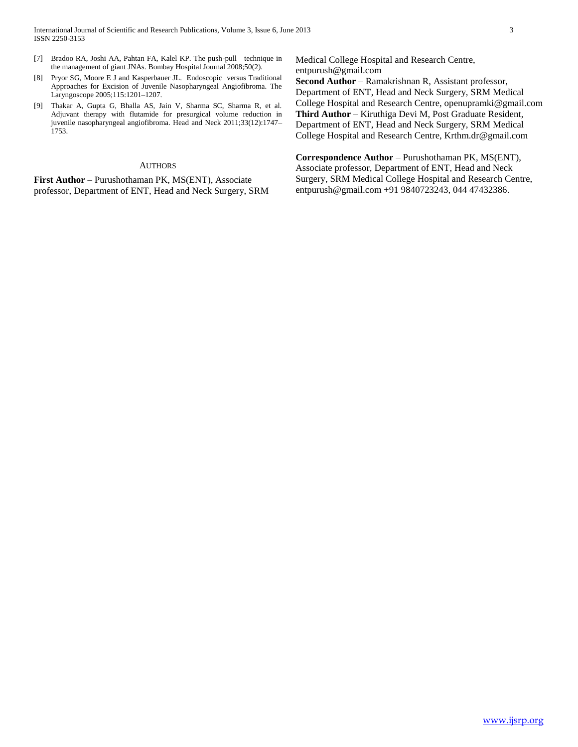[7] Bradoo RA, Joshi AA, Pahtan FA, Kalel KP. The push-pull technique in the management of giant JNAs. Bombay Hospital Journal 2008;50(2).

[8] Pryor SG, Moore E J and Kasperbauer JL. Endoscopic versus Traditional Approaches for Excision of Juvenile Nasopharyngeal Angiofibroma. The Laryngoscope 2005;115:1201–1207.

[9] Thakar A, Gupta G, Bhalla AS, Jain V, Sharma SC, Sharma R, et al. Adjuvant therapy with flutamide for presurgical volume reduction in juvenile nasopharyngeal angiofibroma. Head and Neck 2011;33(12):1747–1753.

## AUTHORS

**First Author** – Purushothaman PK, MS(ENT), Associate professor, Department of ENT, Head and Neck Surgery, SRM Medical College Hospital and Research Centre, entpurush@gmail.com

**Second Author** – Ramakrishnan R, Assistant professor, Department of ENT, Head and Neck Surgery, SRM Medical College Hospital and Research Centre, openupramki@gmail.com

**Third Author** – Kiruthiga Devi M, Post Graduate Resident, Department of ENT, Head and Neck Surgery, SRM Medical College Hospital and Research Centre, Krthm.dr@gmail.com

**Correspondence Author** – Purushothaman PK, MS(ENT), Associate professor, Department of ENT, Head and Neck Surgery, SRM Medical College Hospital and Research Centre, entpurush@gmail.com +91 9840723243, 044 47432386.